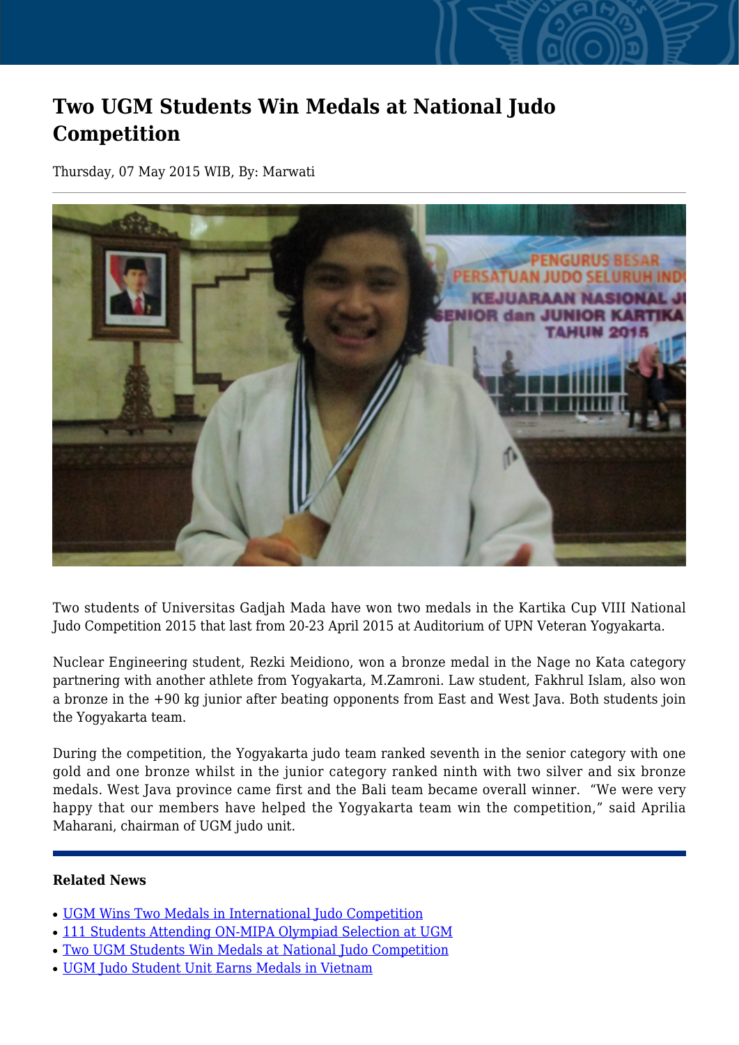# Two UGM Students Win Medals at National Judo Competition

Thursday, 07 May 2015 WIB, By: Marwati

Two students of Universitas Gadjah Mada have won two medals in the Kartika Cup VIII National Judo Competition 2015 that last from 20-23 April 2015 at Auditorium of UPN Veteran Yogyakarta.

Nuclear Engineering student, Rezki Meidiono, won a bronze medal in the Nage no Kata category partnering with another athlete from Yogyakarta, M.Zamroni. Law student, Fakhrul Islam, also won a bronze in the +90 kg junior after beating opponents from East and West Java. Both students join the Yogyakarta team.

During the competition, the Yogyakarta judo team ranked seventh in the senior category with one gold and one bronze whilst in the junior category ranked ninth with two silver and six bronze medals. West Java province came first and the Bali team became overall winner. "We were very happy that our members have helped the Yogyakarta team win the competition," said Aprilia Maharani, chairman of UGM judo unit.

**Related News**

- UGM Wins Two Medals in International Judo Competition
- 111 Students Attending ON-MIPA Olympiad Selection at UGM
- Two UGM Students Win Medals at National Judo Competition
- UGM Judo Student Unit Earns Medals in Vietnam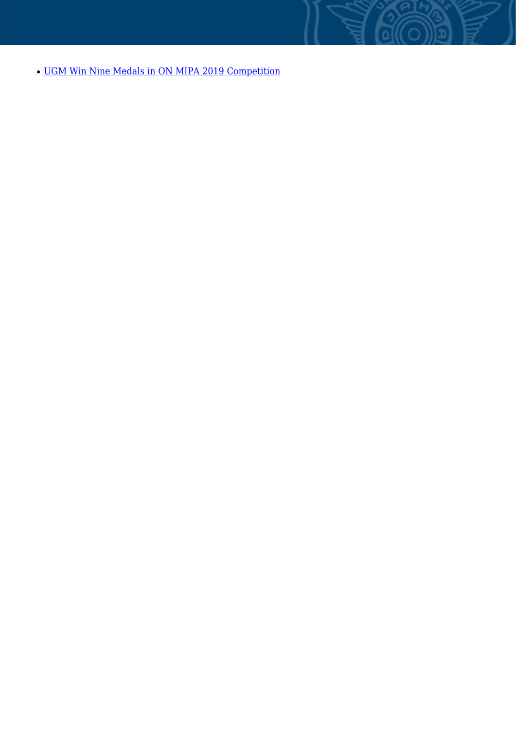- UGM Win Nine Medals in ON MIPA 2019 Competition